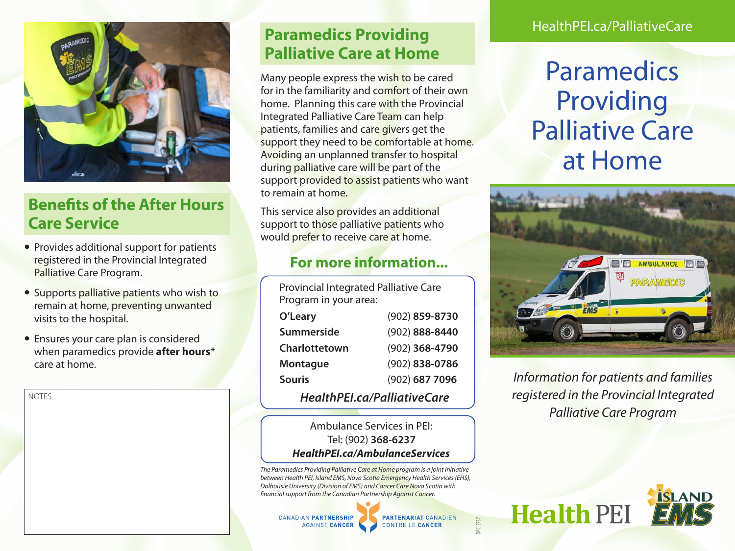## Benefits of the After Hours Care Service

- Provides additional support for patients registered in the Provincial Integrated Palliative Care Program.
- Supports palliative patients who wish to remain at home, preventing unwanted visits to the hospital.
- Ensures your care plan is considered when paramedics provide **after hours*** care at home.

NOTES

## Paramedics Providing Palliative Care at Home

Many people express the wish to be cared for in the familiarity and comfort of their own home. Planning this care with the Provincial Integrated Palliative Care Team can help patients, families and care givers get the support they need to be comfortable at home. Avoiding an unplanned transfer to hospital during palliative care will be part of the support provided to assist patients who want to remain at home.

This service also provides an additional support to those palliative patients who would prefer to receive care at home.

### For more information...

Provincial Integrated Palliative Care Program in your area:

| | |
|---|---|
| **O'Leary** | (902) **859-8730** |
| **Summerside** | (902) **888-8440** |
| **Charlottetown** | (902) **368-4790** |
| **Montague** | (902) **838-0786** |
| **Souris** | (902) **687 7096** |

***HealthPEI.ca/PalliativeCare***

Ambulance Services in PEI:
Tel: (902) **368-6237**
***HealthPEI.ca/AmbulanceServices***

*The Paramedics Providing Palliative Care at Home program is a joint initiative between Health PEI, Island EMS, Nova Scotia Emergency Health Services (EHS), Dalhousie University (Division of EMS) and Cancer Care Nova Scotia with financial support from the Canadian Partnership Against Cancer.*

CANADIAN PARTNERSHIP AGAINST CANCER | PARTENARIAT CANADIEN CONTRE LE CANCER

DPC-2737

HealthPEI.ca/PalliativeCare

# Paramedics Providing Palliative Care at Home

*Information for patients and families registered in the Provincial Integrated Palliative Care Program*

Health PEI | ISLAND EMS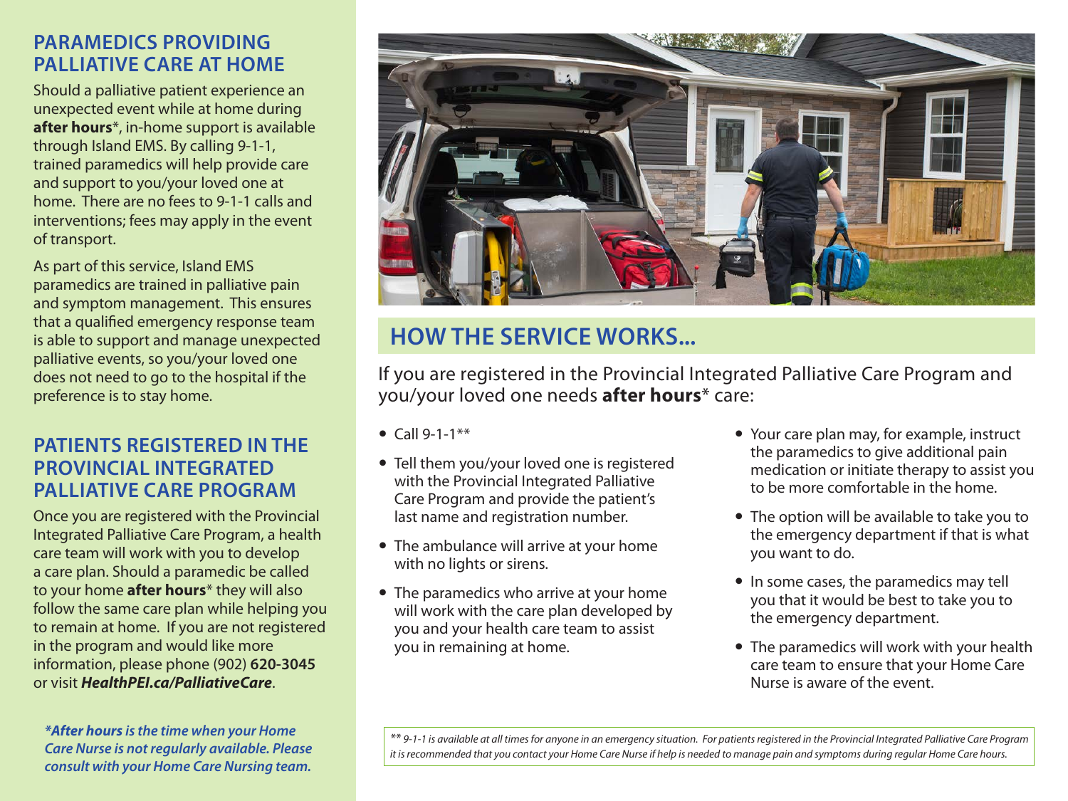## PARAMEDICS PROVIDING PALLIATIVE CARE AT HOME

Should a palliative patient experience an unexpected event while at home during **after hours***, in-home support is available through Island EMS. By calling 9-1-1, trained paramedics will help provide care and support to you/your loved one at home. There are no fees to 9-1-1 calls and interventions; fees may apply in the event of transport.

As part of this service, Island EMS paramedics are trained in palliative pain and symptom management. This ensures that a qualified emergency response team is able to support and manage unexpected palliative events, so you/your loved one does not need to go to the hospital if the preference is to stay home.

## PATIENTS REGISTERED IN THE PROVINCIAL INTEGRATED PALLIATIVE CARE PROGRAM

Once you are registered with the Provincial Integrated Palliative Care Program, a health care team will work with you to develop a care plan. Should a paramedic be called to your home **after hours*** they will also follow the same care plan while helping you to remain at home. If you are not registered in the program and would like more information, please phone (902) **620-3045** or visit ***HealthPEI.ca/PalliativeCare***.

***After hours** is the time when your Home Care Nurse is not regularly available. Please consult with your Home Care Nursing team.*

## HOW THE SERVICE WORKS...

If you are registered in the Provincial Integrated Palliative Care Program and you/your loved one needs **after hours*** care:

- Call 9-1-1**
- Tell them you/your loved one is registered with the Provincial Integrated Palliative Care Program and provide the patient's last name and registration number.
- The ambulance will arrive at your home with no lights or sirens.
- The paramedics who arrive at your home will work with the care plan developed by you and your health care team to assist you in remaining at home.
- Your care plan may, for example, instruct the paramedics to give additional pain medication or initiate therapy to assist you to be more comfortable in the home.
- The option will be available to take you to the emergency department if that is what you want to do.
- In some cases, the paramedics may tell you that it would be best to take you to the emergency department.
- The paramedics will work with your health care team to ensure that your Home Care Nurse is aware of the event.

*** 9-1-1 is available at all times for anyone in an emergency situation. For patients registered in the Provincial Integrated Palliative Care Program it is recommended that you contact your Home Care Nurse if help is needed to manage pain and symptoms during regular Home Care hours.*